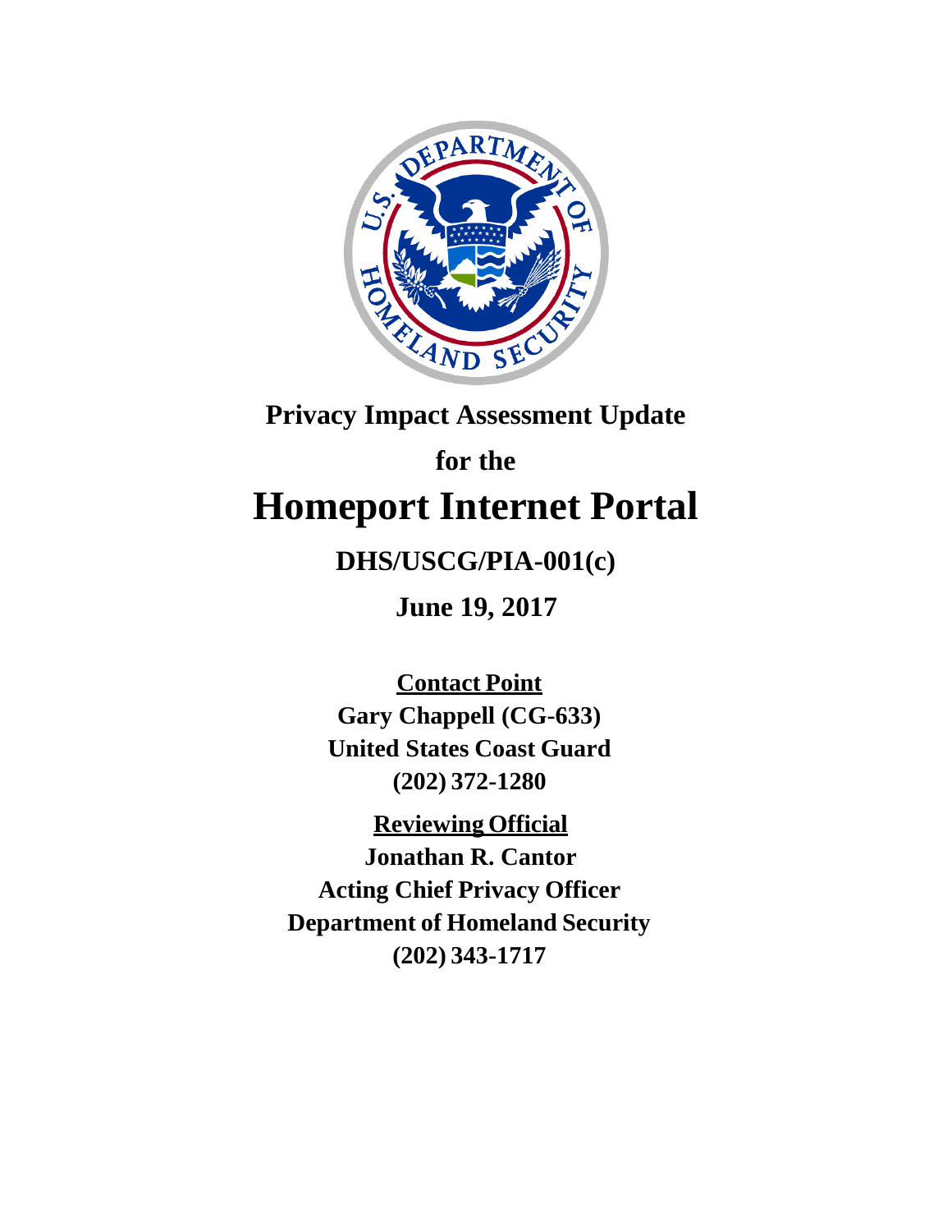# Privacy Impact Assessment Update

## for the

# Homeport Internet Portal

**DHS/USCG/PIA-001(c)**

**June 19, 2017**

**<u>Contact Point</u>**
**Gary Chappell (CG-633)**
**United States Coast Guard**
**(202) 372-1280**

**<u>Reviewing Official</u>**
**Jonathan R. Cantor**
**Acting Chief Privacy Officer**
**Department of Homeland Security**
**(202) 343-1717**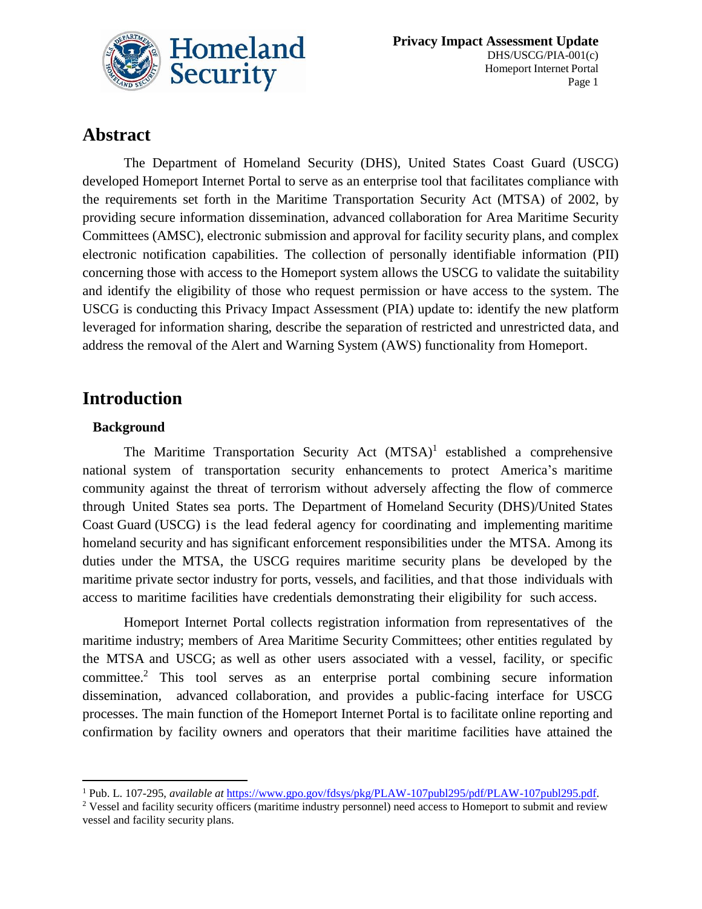## Abstract

The Department of Homeland Security (DHS), United States Coast Guard (USCG) developed Homeport Internet Portal to serve as an enterprise tool that facilitates compliance with the requirements set forth in the Maritime Transportation Security Act (MTSA) of 2002, by providing secure information dissemination, advanced collaboration for Area Maritime Security Committees (AMSC), electronic submission and approval for facility security plans, and complex electronic notification capabilities. The collection of personally identifiable information (PII) concerning those with access to the Homeport system allows the USCG to validate the suitability and identify the eligibility of those who request permission or have access to the system. The USCG is conducting this Privacy Impact Assessment (PIA) update to: identify the new platform leveraged for information sharing, describe the separation of restricted and unrestricted data, and address the removal of the Alert and Warning System (AWS) functionality from Homeport.

## Introduction

### Background

The Maritime Transportation Security Act (MTSA)[1] established a comprehensive national system of transportation security enhancements to protect America's maritime community against the threat of terrorism without adversely affecting the flow of commerce through United States sea ports. The Department of Homeland Security (DHS)/United States Coast Guard (USCG) is the lead federal agency for coordinating and implementing maritime homeland security and has significant enforcement responsibilities under the MTSA. Among its duties under the MTSA, the USCG requires maritime security plans be developed by the maritime private sector industry for ports, vessels, and facilities, and that those individuals with access to maritime facilities have credentials demonstrating their eligibility for such access.

Homeport Internet Portal collects registration information from representatives of the maritime industry; members of Area Maritime Security Committees; other entities regulated by the MTSA and USCG; as well as other users associated with a vessel, facility, or specific committee.[2] This tool serves as an enterprise portal combining secure information dissemination, advanced collaboration, and provides a public-facing interface for USCG processes. The main function of the Homeport Internet Portal is to facilitate online reporting and confirmation by facility owners and operators that their maritime facilities have attained the

---

[1] Pub. L. 107-295, *available at* https://www.gpo.gov/fdsys/pkg/PLAW-107publ295/pdf/PLAW-107publ295.pdf.

[2] Vessel and facility security officers (maritime industry personnel) need access to Homeport to submit and review vessel and facility security plans.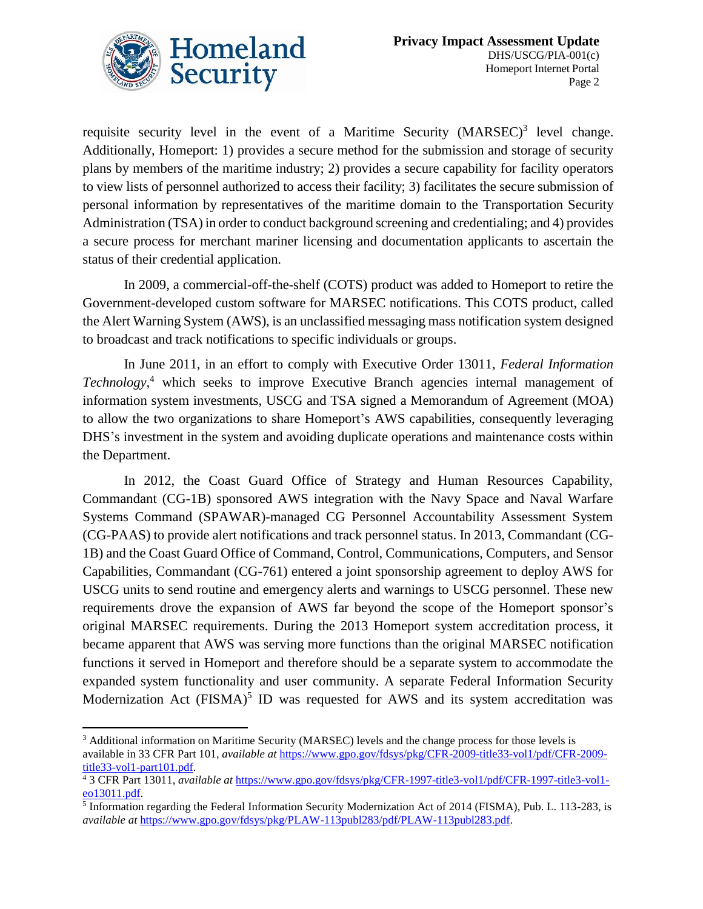requisite security level in the event of a Maritime Security (MARSEC)[3] level change. Additionally, Homeport: 1) provides a secure method for the submission and storage of security plans by members of the maritime industry; 2) provides a secure capability for facility operators to view lists of personnel authorized to access their facility; 3) facilitates the secure submission of personal information by representatives of the maritime domain to the Transportation Security Administration (TSA) in order to conduct background screening and credentialing; and 4) provides a secure process for merchant mariner licensing and documentation applicants to ascertain the status of their credential application.

In 2009, a commercial-off-the-shelf (COTS) product was added to Homeport to retire the Government-developed custom software for MARSEC notifications. This COTS product, called the Alert Warning System (AWS), is an unclassified messaging mass notification system designed to broadcast and track notifications to specific individuals or groups.

In June 2011, in an effort to comply with Executive Order 13011, *Federal Information Technology*,[4] which seeks to improve Executive Branch agencies internal management of information system investments, USCG and TSA signed a Memorandum of Agreement (MOA) to allow the two organizations to share Homeport's AWS capabilities, consequently leveraging DHS's investment in the system and avoiding duplicate operations and maintenance costs within the Department.

In 2012, the Coast Guard Office of Strategy and Human Resources Capability, Commandant (CG-1B) sponsored AWS integration with the Navy Space and Naval Warfare Systems Command (SPAWAR)-managed CG Personnel Accountability Assessment System (CG-PAAS) to provide alert notifications and track personnel status. In 2013, Commandant (CG-1B) and the Coast Guard Office of Command, Control, Communications, Computers, and Sensor Capabilities, Commandant (CG-761) entered a joint sponsorship agreement to deploy AWS for USCG units to send routine and emergency alerts and warnings to USCG personnel. These new requirements drove the expansion of AWS far beyond the scope of the Homeport sponsor's original MARSEC requirements. During the 2013 Homeport system accreditation process, it became apparent that AWS was serving more functions than the original MARSEC notification functions it served in Homeport and therefore should be a separate system to accommodate the expanded system functionality and user community. A separate Federal Information Security Modernization Act (FISMA)[5] ID was requested for AWS and its system accreditation was

---

[3] Additional information on Maritime Security (MARSEC) levels and the change process for those levels is available in 33 CFR Part 101, *available at* https://www.gpo.gov/fdsys/pkg/CFR-2009-title33-vol1/pdf/CFR-2009-title33-vol1-part101.pdf.

[4] 3 CFR Part 13011, *available at* https://www.gpo.gov/fdsys/pkg/CFR-1997-title3-vol1/pdf/CFR-1997-title3-vol1-eo13011.pdf.

[5] Information regarding the Federal Information Security Modernization Act of 2014 (FISMA), Pub. L. 113-283, is *available at* https://www.gpo.gov/fdsys/pkg/PLAW-113publ283/pdf/PLAW-113publ283.pdf.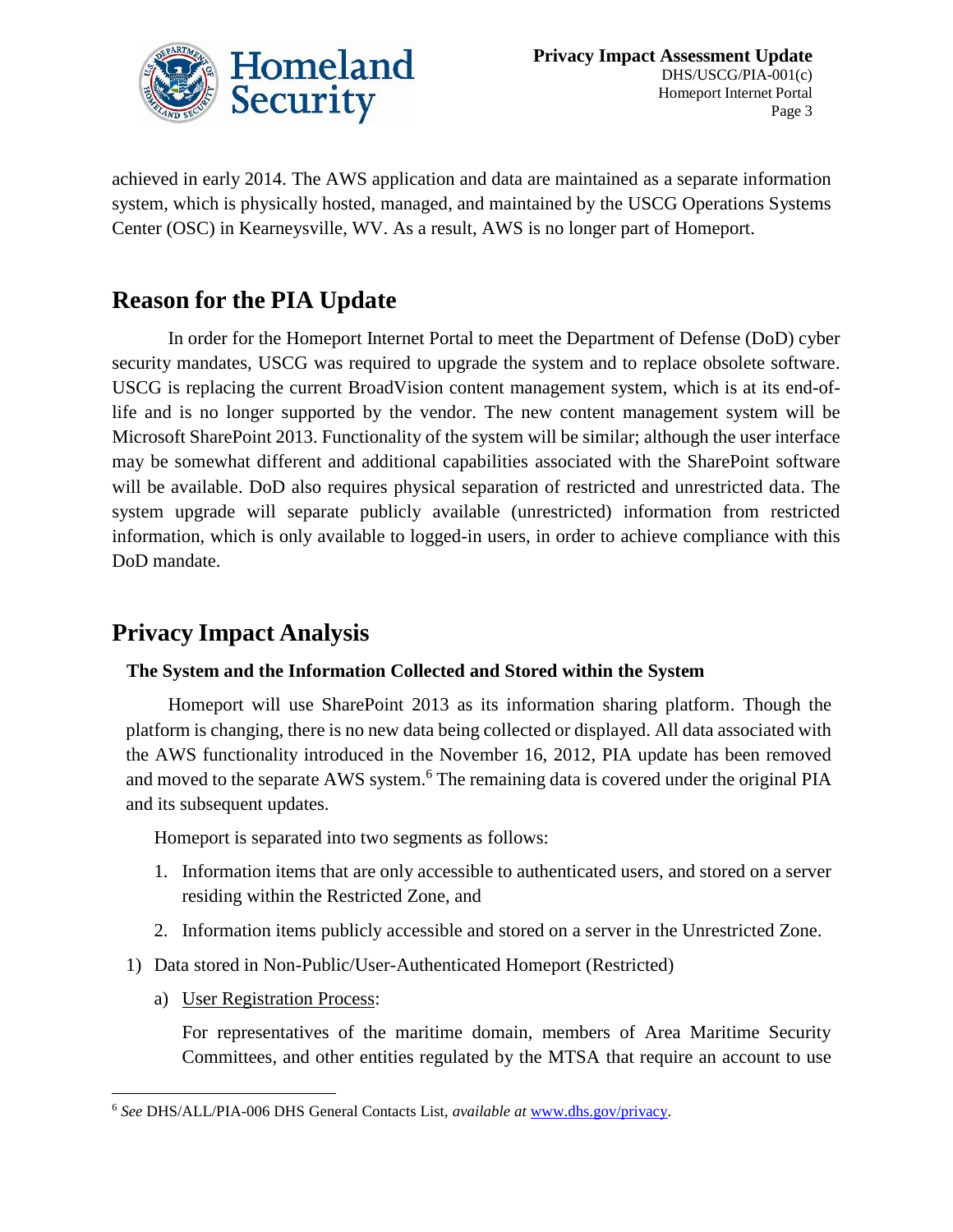achieved in early 2014. The AWS application and data are maintained as a separate information system, which is physically hosted, managed, and maintained by the USCG Operations Systems Center (OSC) in Kearneysville, WV. As a result, AWS is no longer part of Homeport.

## Reason for the PIA Update

In order for the Homeport Internet Portal to meet the Department of Defense (DoD) cyber security mandates, USCG was required to upgrade the system and to replace obsolete software. USCG is replacing the current BroadVision content management system, which is at its end-of-life and is no longer supported by the vendor. The new content management system will be Microsoft SharePoint 2013. Functionality of the system will be similar; although the user interface may be somewhat different and additional capabilities associated with the SharePoint software will be available. DoD also requires physical separation of restricted and unrestricted data. The system upgrade will separate publicly available (unrestricted) information from restricted information, which is only available to logged-in users, in order to achieve compliance with this DoD mandate.

## Privacy Impact Analysis

### The System and the Information Collected and Stored within the System

Homeport will use SharePoint 2013 as its information sharing platform. Though the platform is changing, there is no new data being collected or displayed. All data associated with the AWS functionality introduced in the November 16, 2012, PIA update has been removed and moved to the separate AWS system.[6] The remaining data is covered under the original PIA and its subsequent updates.

Homeport is separated into two segments as follows:

1. Information items that are only accessible to authenticated users, and stored on a server residing within the Restricted Zone, and
2. Information items publicly accessible and stored on a server in the Unrestricted Zone.

1) Data stored in Non-Public/User-Authenticated Homeport (Restricted)

   a) User Registration Process:

   For representatives of the maritime domain, members of Area Maritime Security Committees, and other entities regulated by the MTSA that require an account to use

---

[6] *See* DHS/ALL/PIA-006 DHS General Contacts List, *available at* www.dhs.gov/privacy.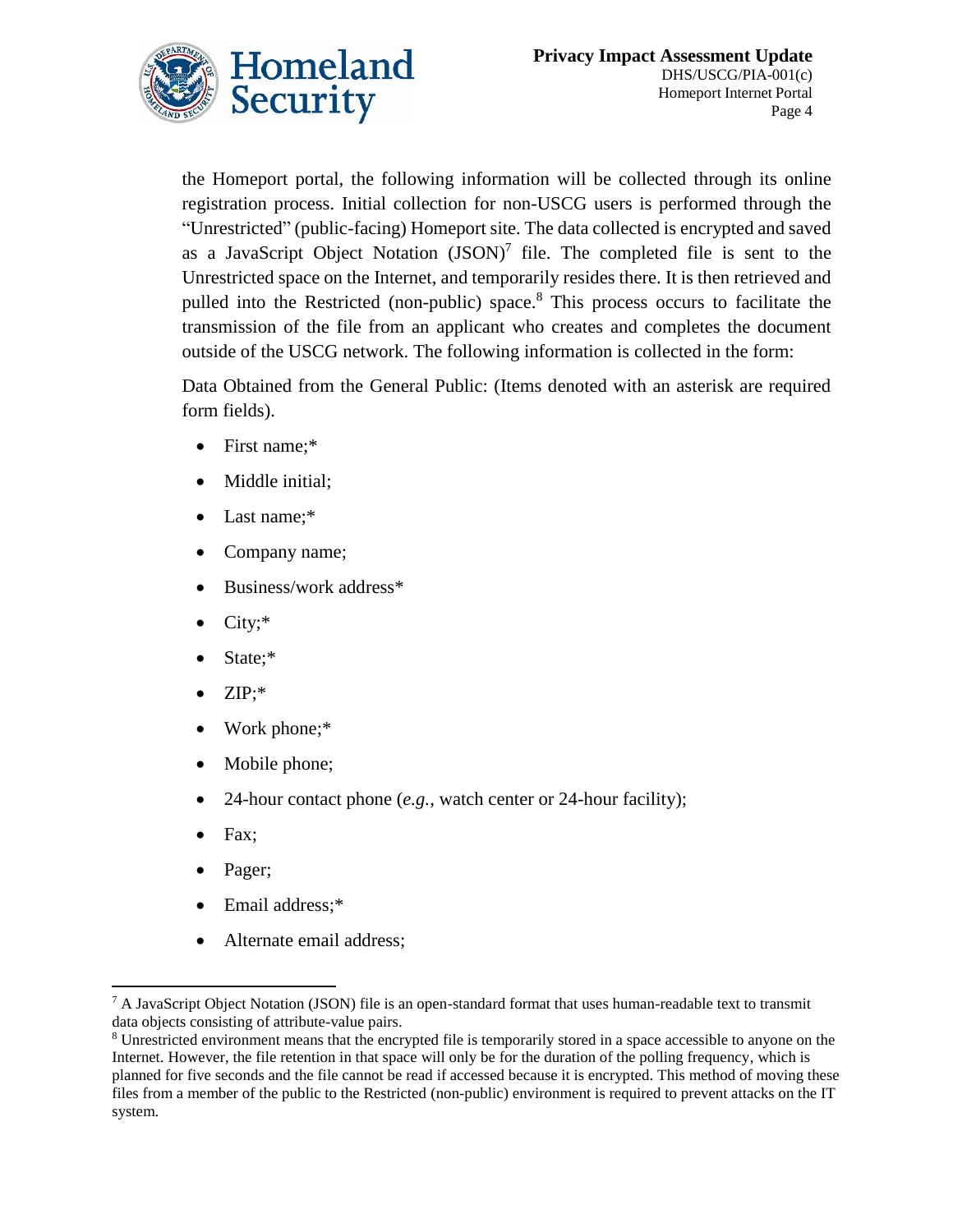the Homeport portal, the following information will be collected through its online registration process. Initial collection for non-USCG users is performed through the "Unrestricted" (public-facing) Homeport site. The data collected is encrypted and saved as a JavaScript Object Notation (JSON)[7] file. The completed file is sent to the Unrestricted space on the Internet, and temporarily resides there. It is then retrieved and pulled into the Restricted (non-public) space.[8] This process occurs to facilitate the transmission of the file from an applicant who creates and completes the document outside of the USCG network. The following information is collected in the form:

Data Obtained from the General Public: (Items denoted with an asterisk are required form fields).

- First name;*
- Middle initial;
- Last name;*
- Company name;
- Business/work address*
- City;*
- State;*
- ZIP;*
- Work phone;*
- Mobile phone;
- 24-hour contact phone (*e.g.*, watch center or 24-hour facility);
- Fax;
- Pager;
- Email address;*
- Alternate email address;

[7] A JavaScript Object Notation (JSON) file is an open-standard format that uses human-readable text to transmit data objects consisting of attribute-value pairs.

[8] Unrestricted environment means that the encrypted file is temporarily stored in a space accessible to anyone on the Internet. However, the file retention in that space will only be for the duration of the polling frequency, which is planned for five seconds and the file cannot be read if accessed because it is encrypted. This method of moving these files from a member of the public to the Restricted (non-public) environment is required to prevent attacks on the IT system.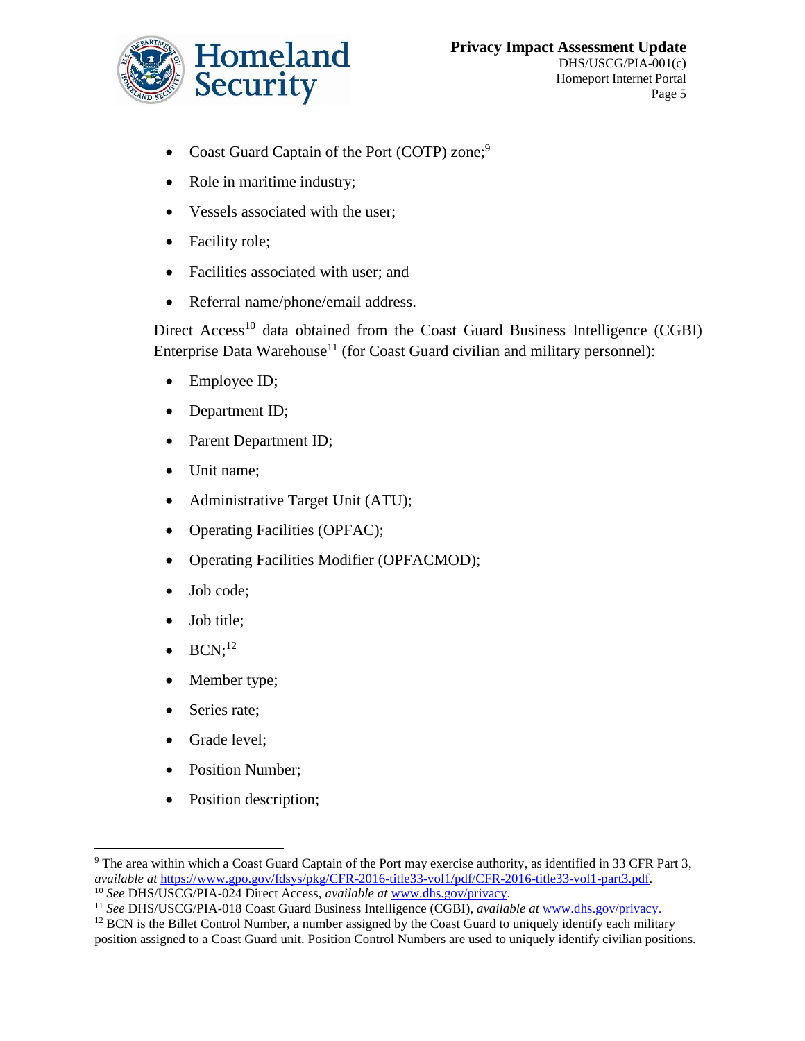- Coast Guard Captain of the Port (COTP) zone;[9]
- Role in maritime industry;
- Vessels associated with the user;
- Facility role;
- Facilities associated with user; and
- Referral name/phone/email address.

Direct Access[10] data obtained from the Coast Guard Business Intelligence (CGBI) Enterprise Data Warehouse[11] (for Coast Guard civilian and military personnel):

- Employee ID;
- Department ID;
- Parent Department ID;
- Unit name;
- Administrative Target Unit (ATU);
- Operating Facilities (OPFAC);
- Operating Facilities Modifier (OPFACMOD);
- Job code;
- Job title;
- BCN;[12]
- Member type;
- Series rate;
- Grade level;
- Position Number;
- Position description;

---

[9] The area within which a Coast Guard Captain of the Port may exercise authority, as identified in 33 CFR Part 3, *available at* https://www.gpo.gov/fdsys/pkg/CFR-2016-title33-vol1/pdf/CFR-2016-title33-vol1-part3.pdf.

[10] *See* DHS/USCG/PIA-024 Direct Access, *available at* www.dhs.gov/privacy.

[11] *See* DHS/USCG/PIA-018 Coast Guard Business Intelligence (CGBI), *available at* www.dhs.gov/privacy.

[12] BCN is the Billet Control Number, a number assigned by the Coast Guard to uniquely identify each military position assigned to a Coast Guard unit. Position Control Numbers are used to uniquely identify civilian positions.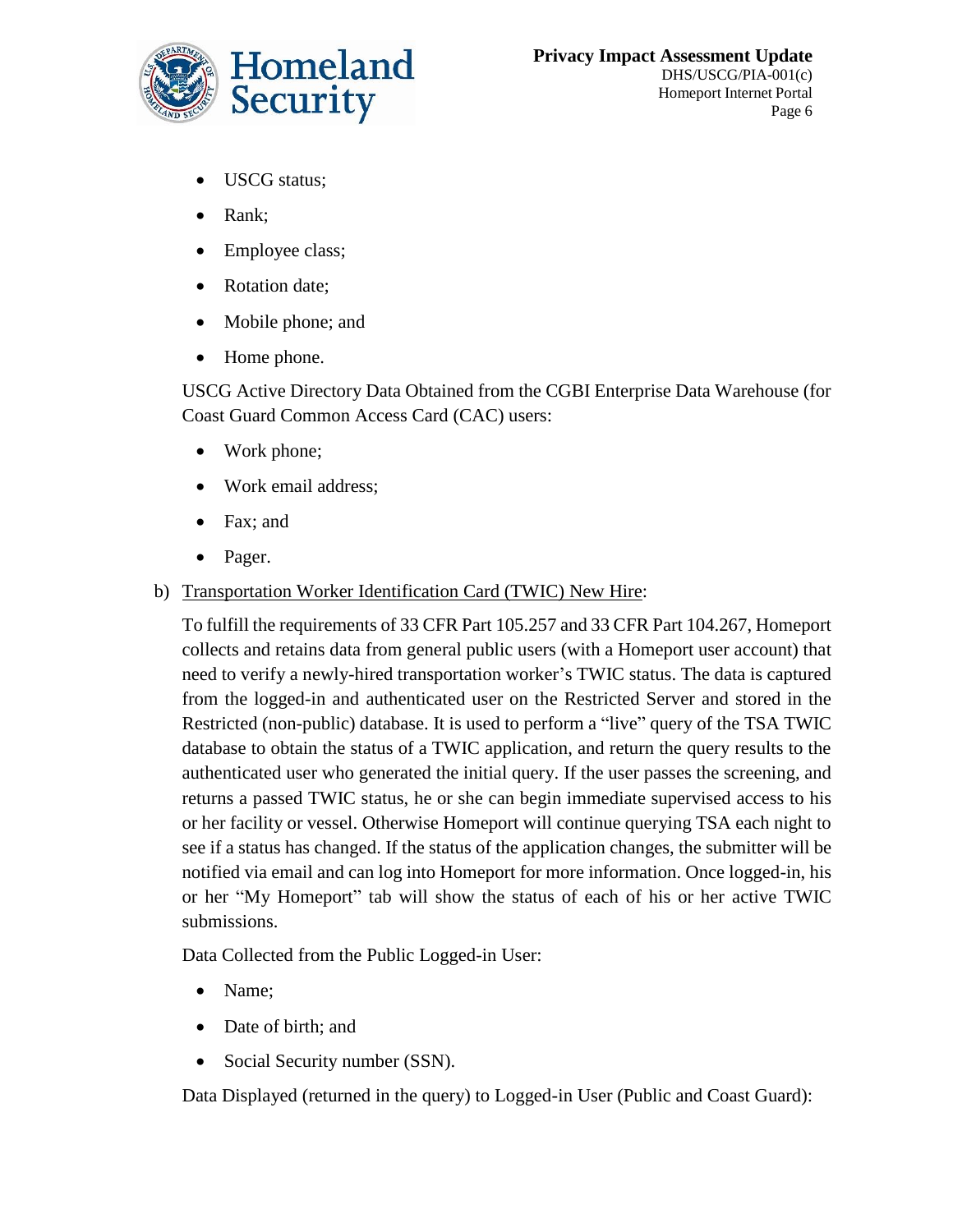- USCG status;
- Rank;
- Employee class;
- Rotation date;
- Mobile phone; and
- Home phone.

USCG Active Directory Data Obtained from the CGBI Enterprise Data Warehouse (for Coast Guard Common Access Card (CAC) users:

- Work phone;
- Work email address;
- Fax; and
- Pager.

b) Transportation Worker Identification Card (TWIC) New Hire:

To fulfill the requirements of 33 CFR Part 105.257 and 33 CFR Part 104.267, Homeport collects and retains data from general public users (with a Homeport user account) that need to verify a newly-hired transportation worker's TWIC status. The data is captured from the logged-in and authenticated user on the Restricted Server and stored in the Restricted (non-public) database. It is used to perform a "live" query of the TSA TWIC database to obtain the status of a TWIC application, and return the query results to the authenticated user who generated the initial query. If the user passes the screening, and returns a passed TWIC status, he or she can begin immediate supervised access to his or her facility or vessel. Otherwise Homeport will continue querying TSA each night to see if a status has changed. If the status of the application changes, the submitter will be notified via email and can log into Homeport for more information. Once logged-in, his or her "My Homeport" tab will show the status of each of his or her active TWIC submissions.

Data Collected from the Public Logged-in User:

- Name;
- Date of birth; and
- Social Security number (SSN).

Data Displayed (returned in the query) to Logged-in User (Public and Coast Guard):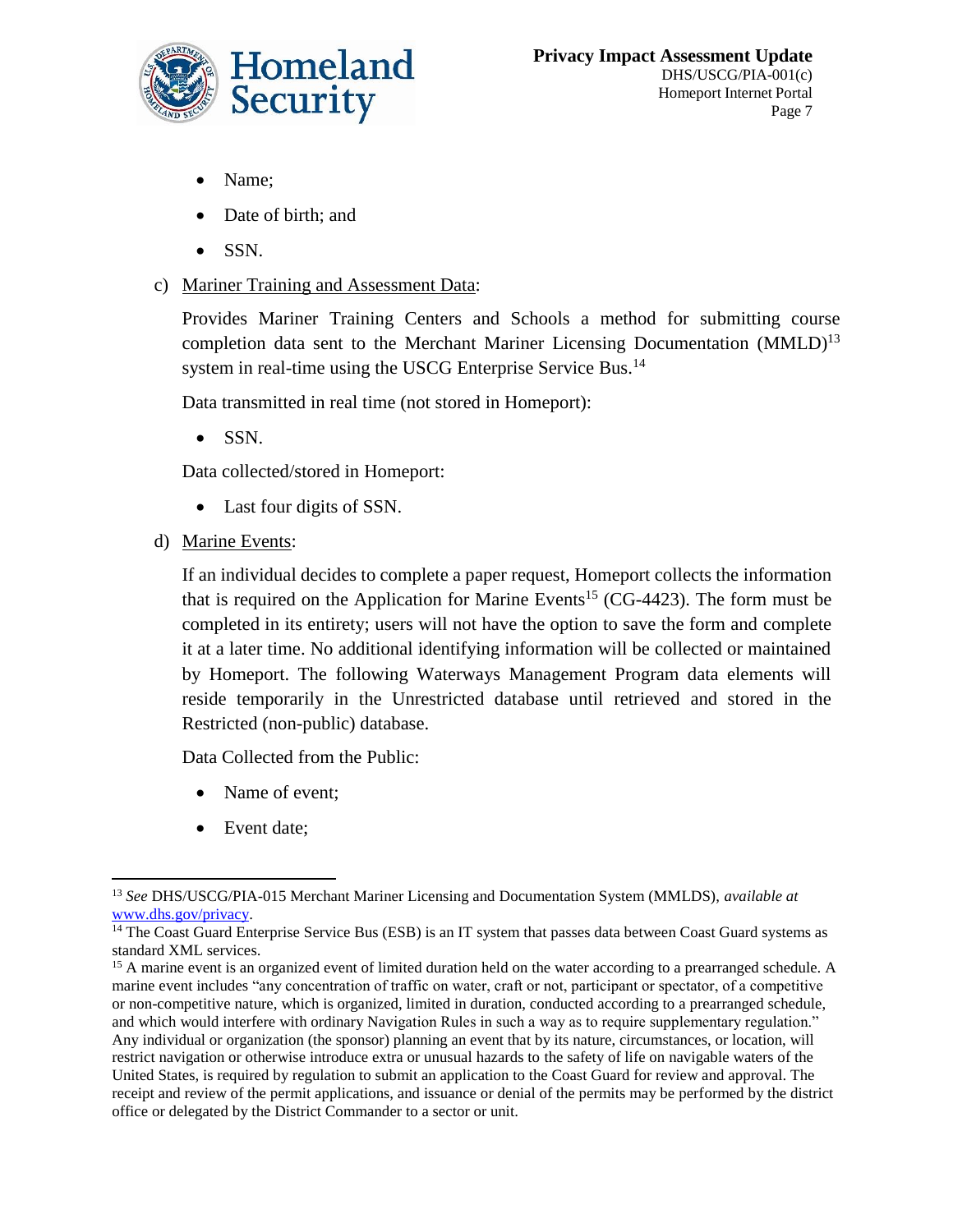- Name;
- Date of birth; and
- SSN.

c) Mariner Training and Assessment Data:

Provides Mariner Training Centers and Schools a method for submitting course completion data sent to the Merchant Mariner Licensing Documentation (MMLD)[13] system in real-time using the USCG Enterprise Service Bus.[14]

Data transmitted in real time (not stored in Homeport):

- SSN.

Data collected/stored in Homeport:

- Last four digits of SSN.

d) Marine Events:

If an individual decides to complete a paper request, Homeport collects the information that is required on the Application for Marine Events[15] (CG-4423). The form must be completed in its entirety; users will not have the option to save the form and complete it at a later time. No additional identifying information will be collected or maintained by Homeport. The following Waterways Management Program data elements will reside temporarily in the Unrestricted database until retrieved and stored in the Restricted (non-public) database.

Data Collected from the Public:

- Name of event;
- Event date;

---

[13] *See* DHS/USCG/PIA-015 Merchant Mariner Licensing and Documentation System (MMLDS), *available at* www.dhs.gov/privacy.

[14] The Coast Guard Enterprise Service Bus (ESB) is an IT system that passes data between Coast Guard systems as standard XML services.

[15] A marine event is an organized event of limited duration held on the water according to a prearranged schedule. A marine event includes "any concentration of traffic on water, craft or not, participant or spectator, of a competitive or non-competitive nature, which is organized, limited in duration, conducted according to a prearranged schedule, and which would interfere with ordinary Navigation Rules in such a way as to require supplementary regulation." Any individual or organization (the sponsor) planning an event that by its nature, circumstances, or location, will restrict navigation or otherwise introduce extra or unusual hazards to the safety of life on navigable waters of the United States, is required by regulation to submit an application to the Coast Guard for review and approval. The receipt and review of the permit applications, and issuance or denial of the permits may be performed by the district office or delegated by the District Commander to a sector or unit.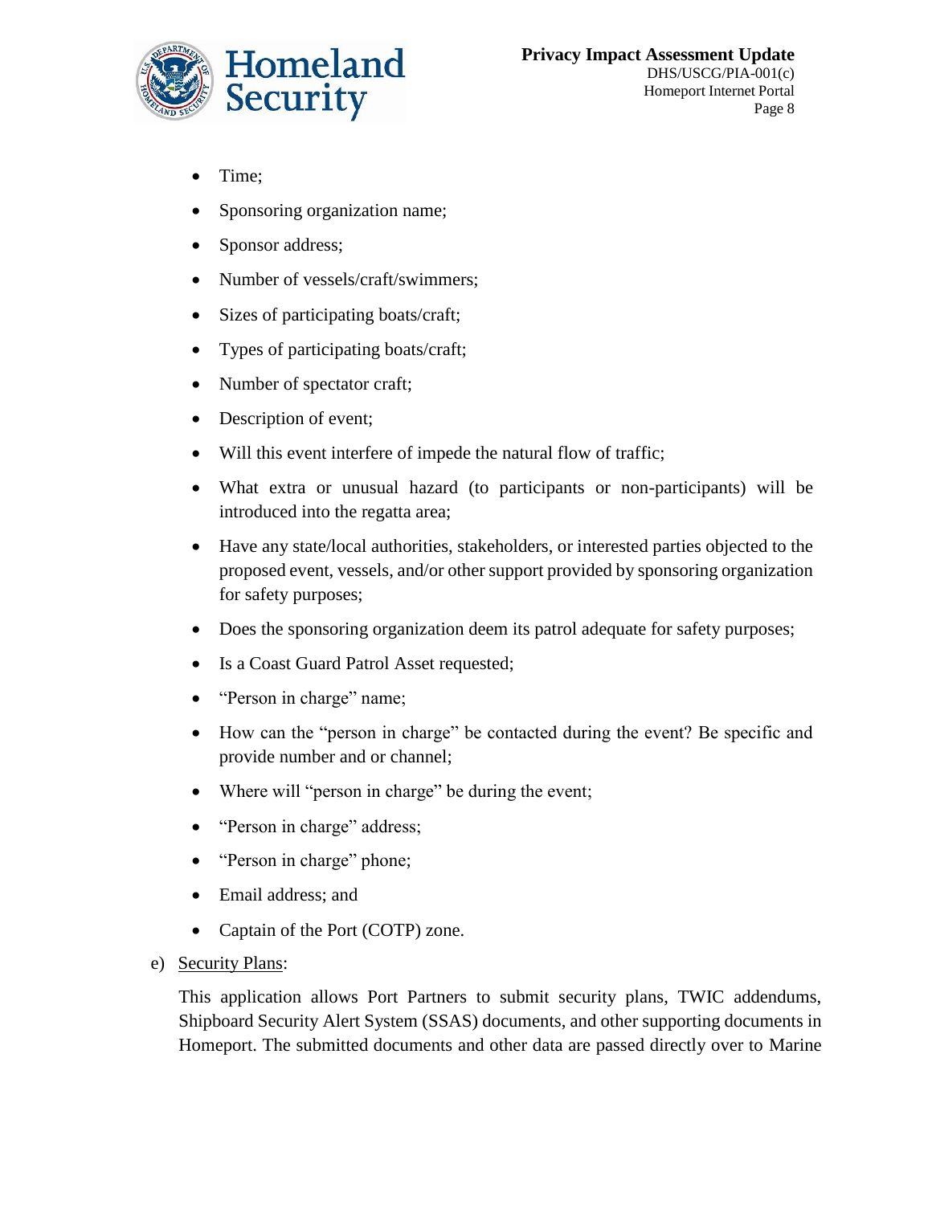- Time;
- Sponsoring organization name;
- Sponsor address;
- Number of vessels/craft/swimmers;
- Sizes of participating boats/craft;
- Types of participating boats/craft;
- Number of spectator craft;
- Description of event;
- Will this event interfere of impede the natural flow of traffic;
- What extra or unusual hazard (to participants or non-participants) will be introduced into the regatta area;
- Have any state/local authorities, stakeholders, or interested parties objected to the proposed event, vessels, and/or other support provided by sponsoring organization for safety purposes;
- Does the sponsoring organization deem its patrol adequate for safety purposes;
- Is a Coast Guard Patrol Asset requested;
- "Person in charge" name;
- How can the "person in charge" be contacted during the event? Be specific and provide number and or channel;
- Where will "person in charge" be during the event;
- "Person in charge" address;
- "Person in charge" phone;
- Email address; and
- Captain of the Port (COTP) zone.

e) <u>Security Plans</u>:

This application allows Port Partners to submit security plans, TWIC addendums, Shipboard Security Alert System (SSAS) documents, and other supporting documents in Homeport. The submitted documents and other data are passed directly over to Marine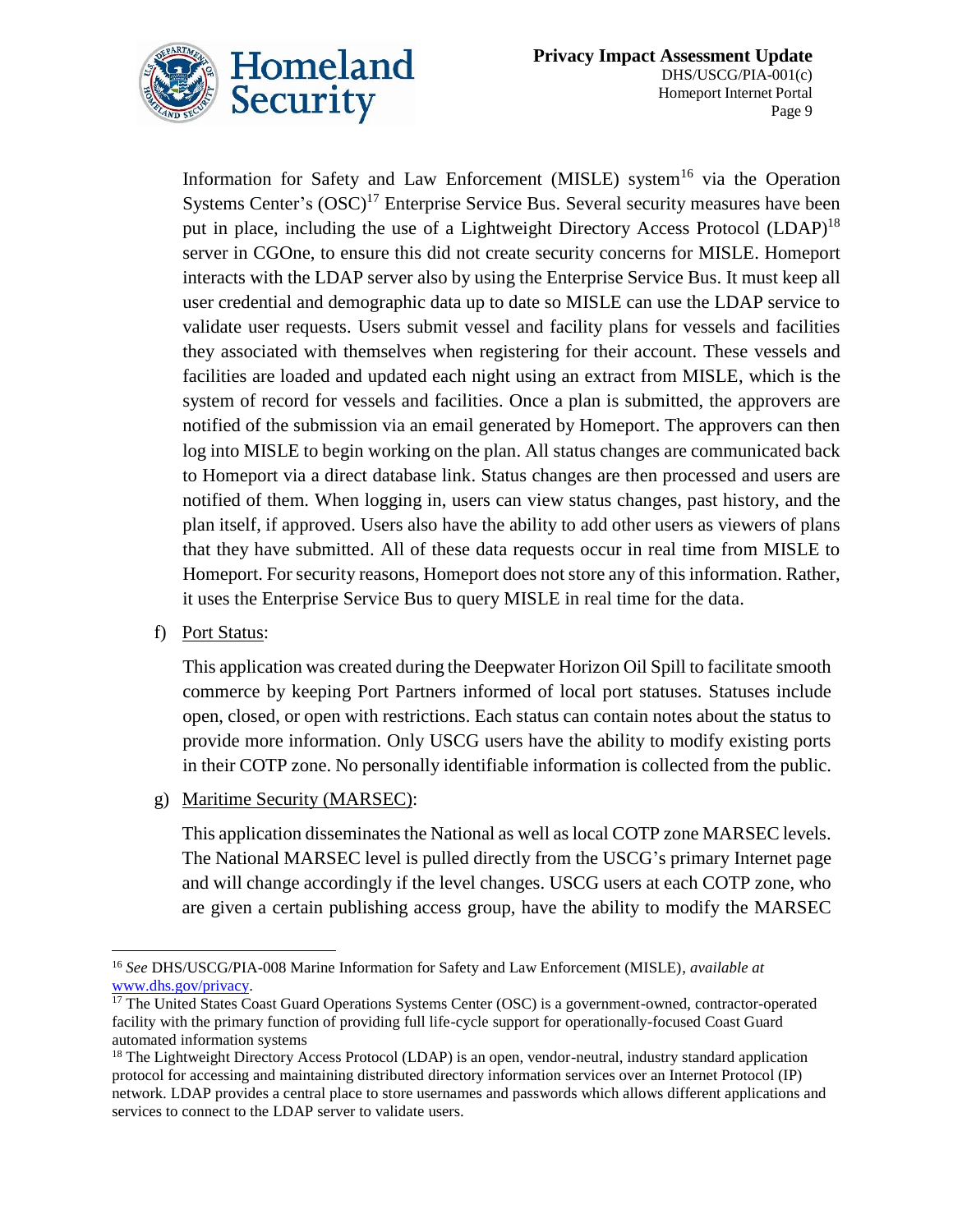Information for Safety and Law Enforcement (MISLE) system[16] via the Operation Systems Center's (OSC)[17] Enterprise Service Bus. Several security measures have been put in place, including the use of a Lightweight Directory Access Protocol (LDAP)[18] server in CGOne, to ensure this did not create security concerns for MISLE. Homeport interacts with the LDAP server also by using the Enterprise Service Bus. It must keep all user credential and demographic data up to date so MISLE can use the LDAP service to validate user requests. Users submit vessel and facility plans for vessels and facilities they associated with themselves when registering for their account. These vessels and facilities are loaded and updated each night using an extract from MISLE, which is the system of record for vessels and facilities. Once a plan is submitted, the approvers are notified of the submission via an email generated by Homeport. The approvers can then log into MISLE to begin working on the plan. All status changes are communicated back to Homeport via a direct database link. Status changes are then processed and users are notified of them. When logging in, users can view status changes, past history, and the plan itself, if approved. Users also have the ability to add other users as viewers of plans that they have submitted. All of these data requests occur in real time from MISLE to Homeport. For security reasons, Homeport does not store any of this information. Rather, it uses the Enterprise Service Bus to query MISLE in real time for the data.

f) Port Status:

This application was created during the Deepwater Horizon Oil Spill to facilitate smooth commerce by keeping Port Partners informed of local port statuses. Statuses include open, closed, or open with restrictions. Each status can contain notes about the status to provide more information. Only USCG users have the ability to modify existing ports in their COTP zone. No personally identifiable information is collected from the public.

g) Maritime Security (MARSEC):

This application disseminates the National as well as local COTP zone MARSEC levels. The National MARSEC level is pulled directly from the USCG's primary Internet page and will change accordingly if the level changes. USCG users at each COTP zone, who are given a certain publishing access group, have the ability to modify the MARSEC

---

[16] *See* DHS/USCG/PIA-008 Marine Information for Safety and Law Enforcement (MISLE), *available at* www.dhs.gov/privacy.

[17] The United States Coast Guard Operations Systems Center (OSC) is a government-owned, contractor-operated facility with the primary function of providing full life-cycle support for operationally-focused Coast Guard automated information systems

[18] The Lightweight Directory Access Protocol (LDAP) is an open, vendor-neutral, industry standard application protocol for accessing and maintaining distributed directory information services over an Internet Protocol (IP) network. LDAP provides a central place to store usernames and passwords which allows different applications and services to connect to the LDAP server to validate users.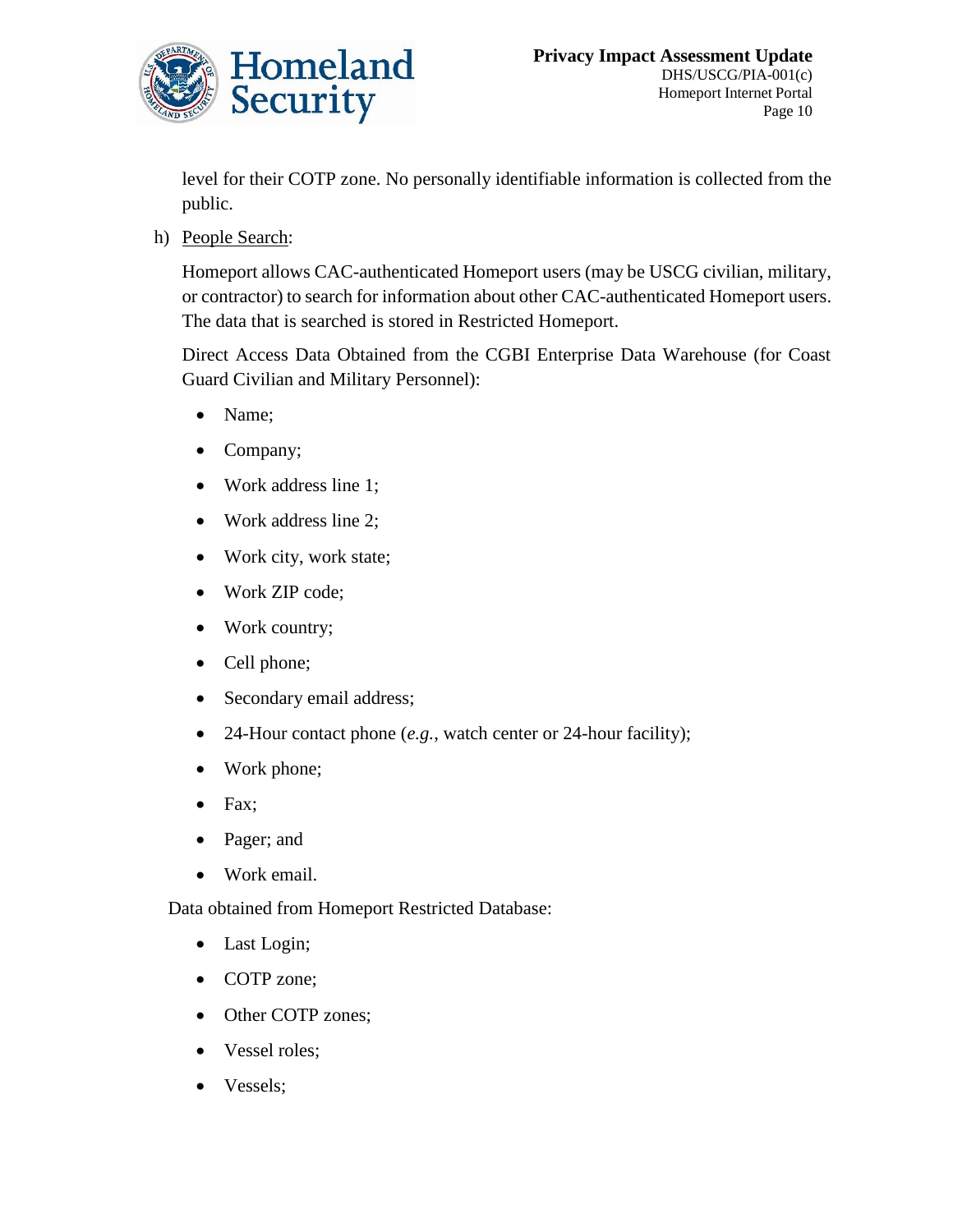level for their COTP zone. No personally identifiable information is collected from the public.

h) <u>People Search</u>:

Homeport allows CAC-authenticated Homeport users (may be USCG civilian, military, or contractor) to search for information about other CAC-authenticated Homeport users. The data that is searched is stored in Restricted Homeport.

Direct Access Data Obtained from the CGBI Enterprise Data Warehouse (for Coast Guard Civilian and Military Personnel):

- Name;
- Company;
- Work address line 1;
- Work address line 2;
- Work city, work state;
- Work ZIP code;
- Work country;
- Cell phone;
- Secondary email address;
- 24-Hour contact phone (*e.g.*, watch center or 24-hour facility);
- Work phone;
- Fax;
- Pager; and
- Work email.

Data obtained from Homeport Restricted Database:

- Last Login;
- COTP zone;
- Other COTP zones;
- Vessel roles;
- Vessels;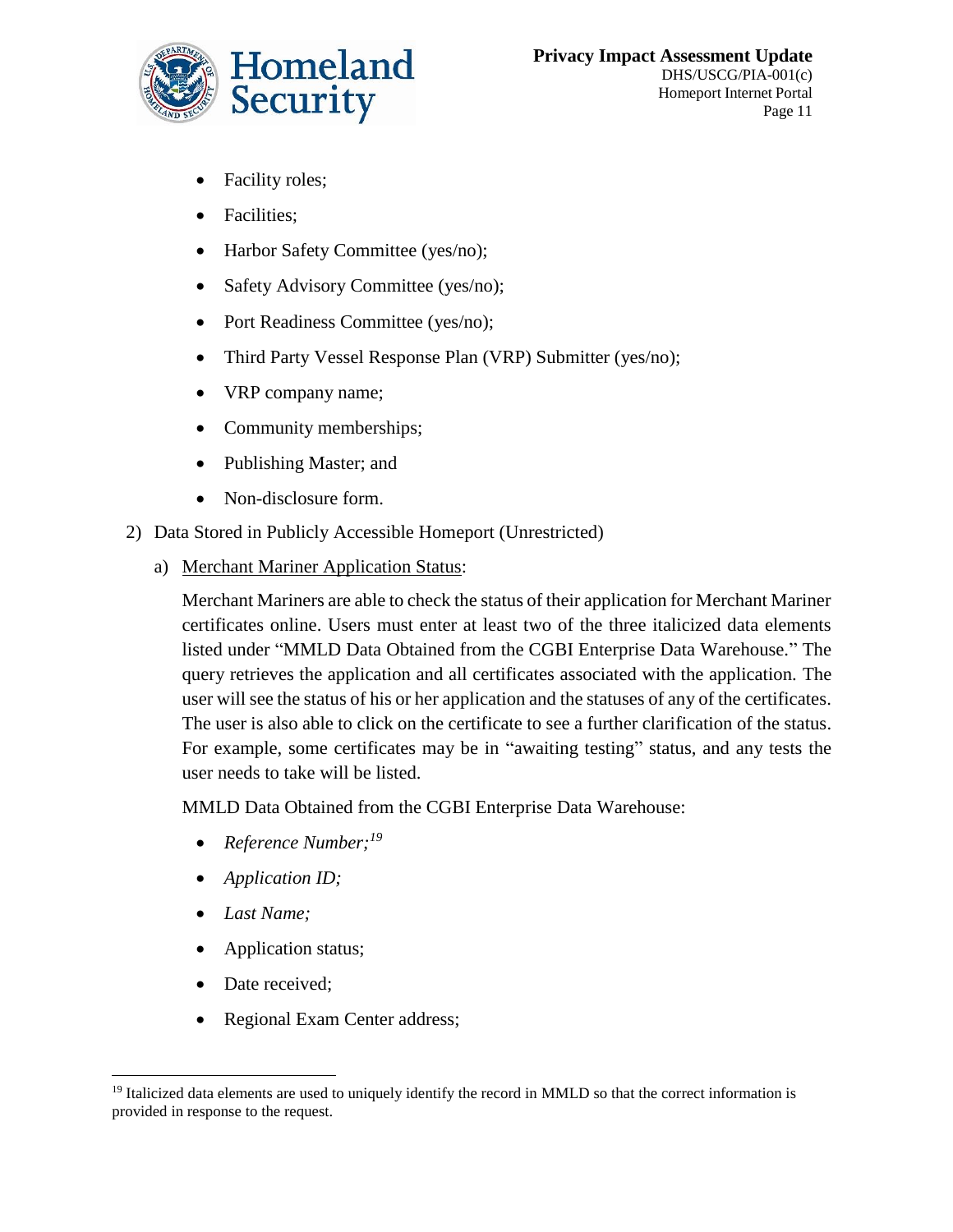- Facility roles;
- Facilities;
- Harbor Safety Committee (yes/no);
- Safety Advisory Committee (yes/no);
- Port Readiness Committee (yes/no);
- Third Party Vessel Response Plan (VRP) Submitter (yes/no);
- VRP company name;
- Community memberships;
- Publishing Master; and
- Non-disclosure form.

2) Data Stored in Publicly Accessible Homeport (Unrestricted)

   a) Merchant Mariner Application Status:

   Merchant Mariners are able to check the status of their application for Merchant Mariner certificates online. Users must enter at least two of the three italicized data elements listed under "MMLD Data Obtained from the CGBI Enterprise Data Warehouse." The query retrieves the application and all certificates associated with the application. The user will see the status of his or her application and the statuses of any of the certificates. The user is also able to click on the certificate to see a further clarification of the status. For example, some certificates may be in "awaiting testing" status, and any tests the user needs to take will be listed.

   MMLD Data Obtained from the CGBI Enterprise Data Warehouse:

   - *Reference Number;*[19]
   - *Application ID;*
   - *Last Name;*
   - Application status;
   - Date received;
   - Regional Exam Center address;

[19] Italicized data elements are used to uniquely identify the record in MMLD so that the correct information is provided in response to the request.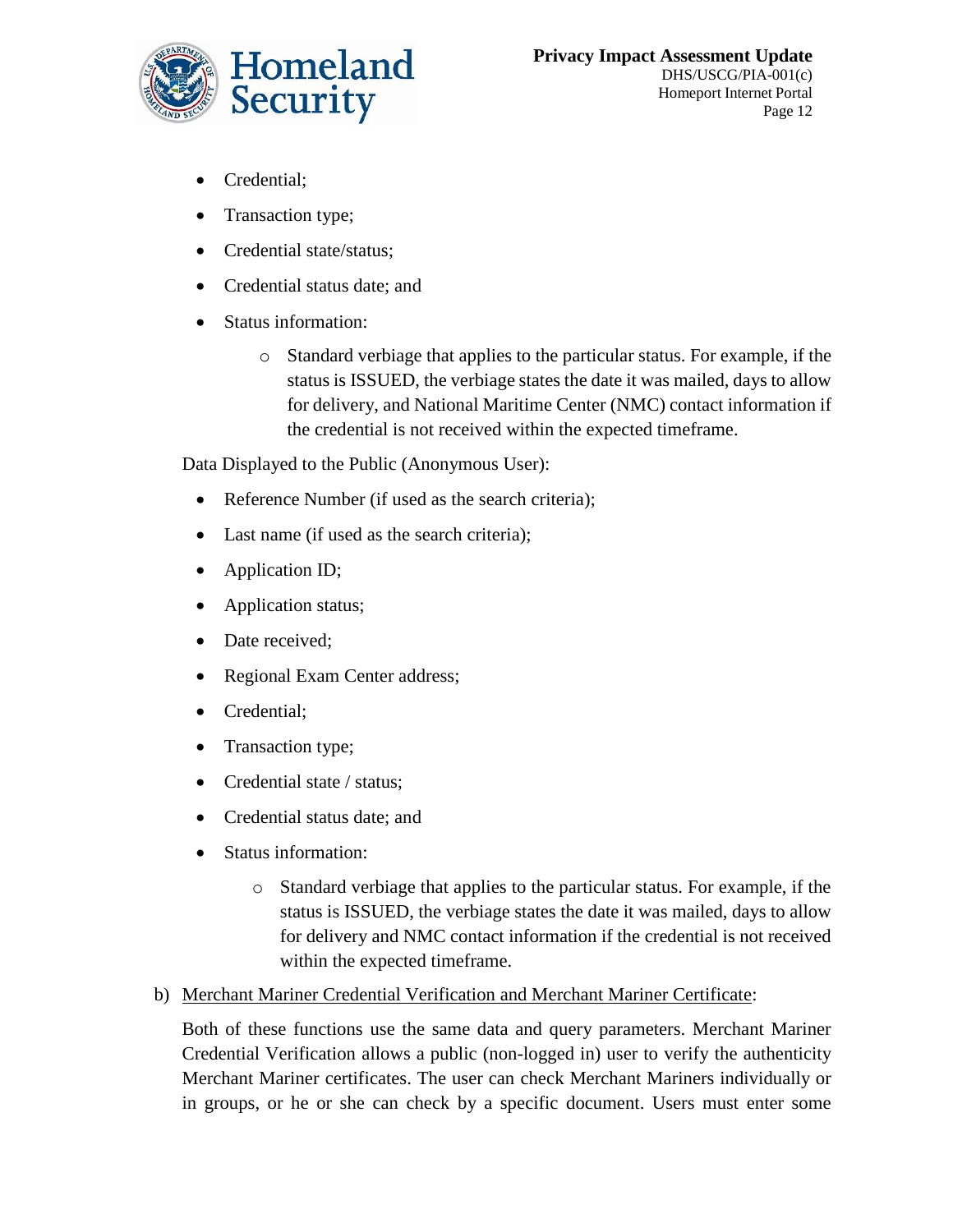- Credential;
- Transaction type;
- Credential state/status;
- Credential status date; and
- Status information:
    - Standard verbiage that applies to the particular status. For example, if the status is ISSUED, the verbiage states the date it was mailed, days to allow for delivery, and National Maritime Center (NMC) contact information if the credential is not received within the expected timeframe.

Data Displayed to the Public (Anonymous User):

- Reference Number (if used as the search criteria);
- Last name (if used as the search criteria);
- Application ID;
- Application status;
- Date received;
- Regional Exam Center address;
- Credential;
- Transaction type;
- Credential state / status;
- Credential status date; and
- Status information:
    - Standard verbiage that applies to the particular status. For example, if the status is ISSUED, the verbiage states the date it was mailed, days to allow for delivery and NMC contact information if the credential is not received within the expected timeframe.

b) <u>Merchant Mariner Credential Verification and Merchant Mariner Certificate</u>:

Both of these functions use the same data and query parameters. Merchant Mariner Credential Verification allows a public (non-logged in) user to verify the authenticity Merchant Mariner certificates. The user can check Merchant Mariners individually or in groups, or he or she can check by a specific document. Users must enter some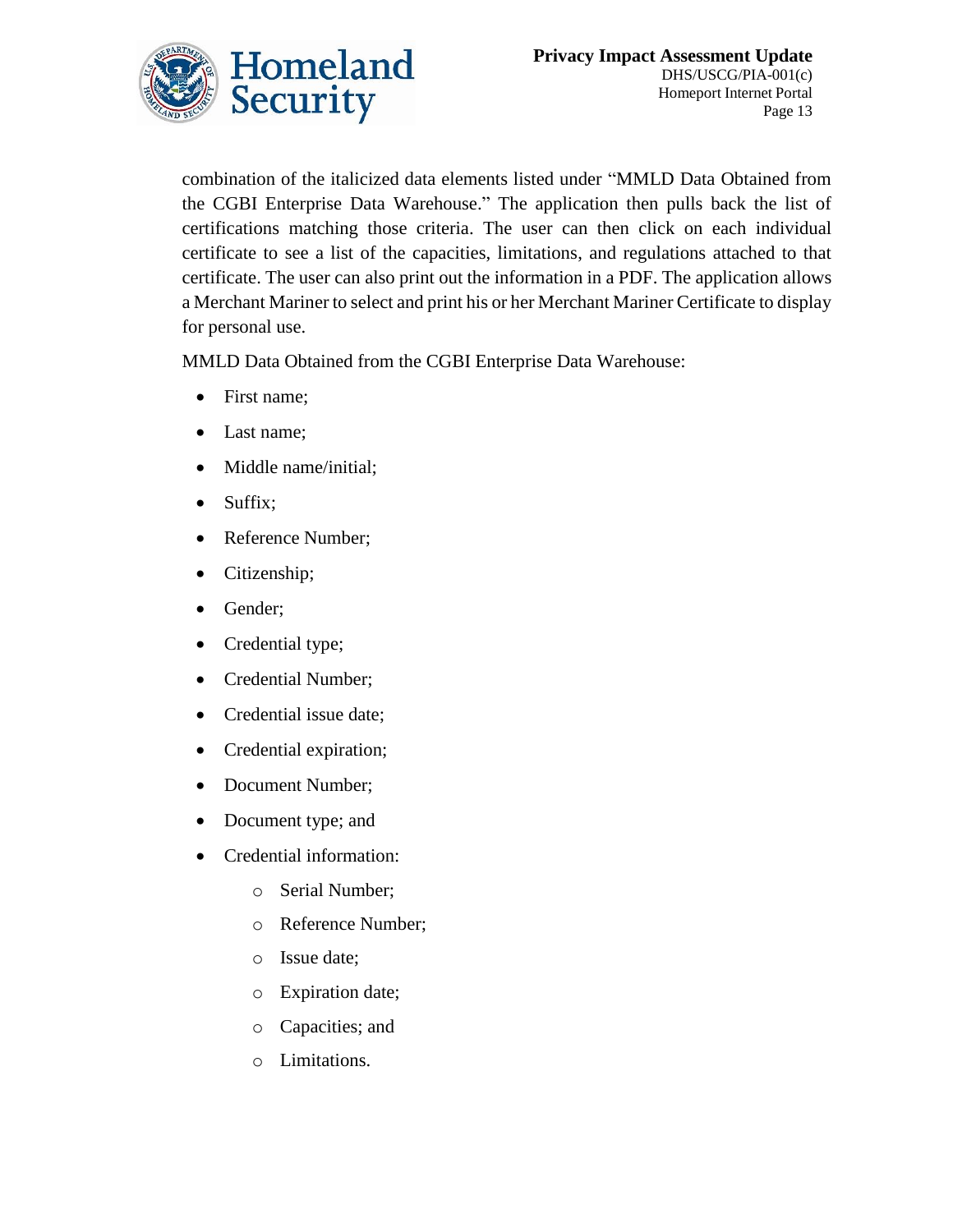combination of the italicized data elements listed under "MMLD Data Obtained from the CGBI Enterprise Data Warehouse." The application then pulls back the list of certifications matching those criteria. The user can then click on each individual certificate to see a list of the capacities, limitations, and regulations attached to that certificate. The user can also print out the information in a PDF. The application allows a Merchant Mariner to select and print his or her Merchant Mariner Certificate to display for personal use.

MMLD Data Obtained from the CGBI Enterprise Data Warehouse:

- First name;
- Last name;
- Middle name/initial;
- Suffix;
- Reference Number;
- Citizenship;
- Gender;
- Credential type;
- Credential Number;
- Credential issue date;
- Credential expiration;
- Document Number;
- Document type; and
- Credential information:
    - Serial Number;
    - Reference Number;
    - Issue date;
    - Expiration date;
    - Capacities; and
    - Limitations.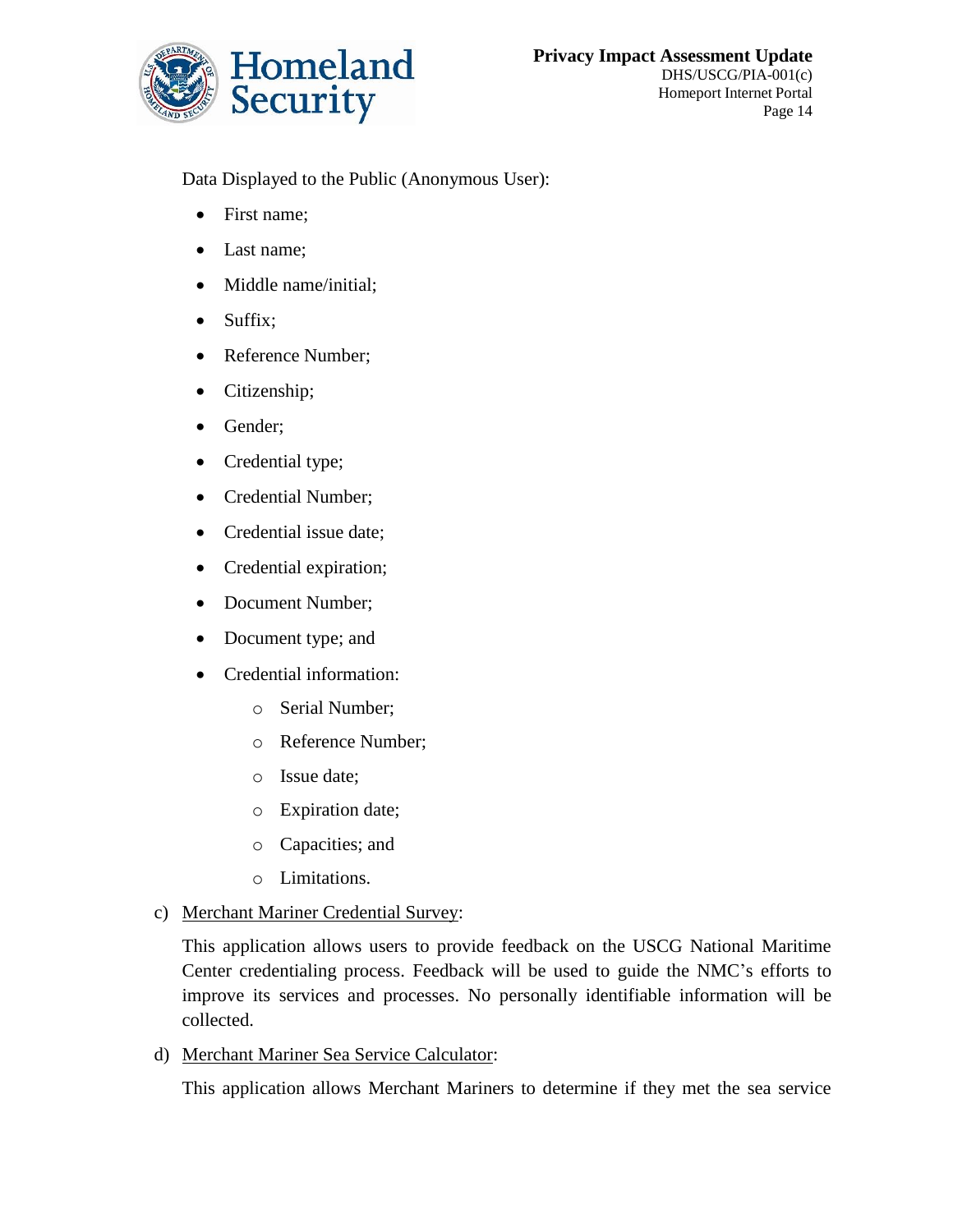Data Displayed to the Public (Anonymous User):

- First name;
- Last name;
- Middle name/initial;
- Suffix;
- Reference Number;
- Citizenship;
- Gender;
- Credential type;
- Credential Number;
- Credential issue date;
- Credential expiration;
- Document Number;
- Document type; and
- Credential information:
  - Serial Number;
  - Reference Number;
  - Issue date;
  - Expiration date;
  - Capacities; and
  - Limitations.

c) Merchant Mariner Credential Survey:

This application allows users to provide feedback on the USCG National Maritime Center credentialing process. Feedback will be used to guide the NMC's efforts to improve its services and processes. No personally identifiable information will be collected.

d) Merchant Mariner Sea Service Calculator:

This application allows Merchant Mariners to determine if they met the sea service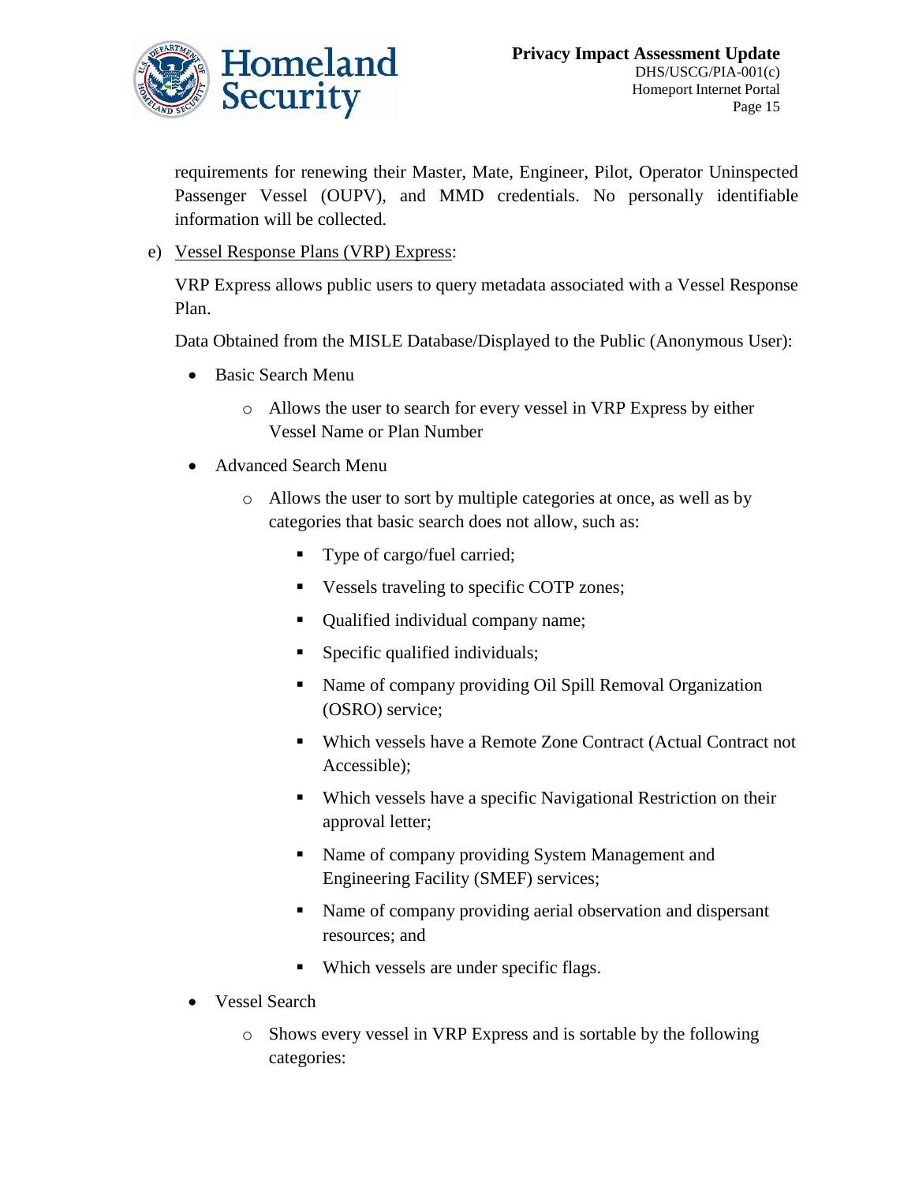requirements for renewing their Master, Mate, Engineer, Pilot, Operator Uninspected Passenger Vessel (OUPV), and MMD credentials. No personally identifiable information will be collected.

e) <u>Vessel Response Plans (VRP) Express</u>:

VRP Express allows public users to query metadata associated with a Vessel Response Plan.

Data Obtained from the MISLE Database/Displayed to the Public (Anonymous User):

- Basic Search Menu
    - Allows the user to search for every vessel in VRP Express by either Vessel Name or Plan Number
- Advanced Search Menu
    - Allows the user to sort by multiple categories at once, as well as by categories that basic search does not allow, such as:
        - Type of cargo/fuel carried;
        - Vessels traveling to specific COTP zones;
        - Qualified individual company name;
        - Specific qualified individuals;
        - Name of company providing Oil Spill Removal Organization (OSRO) service;
        - Which vessels have a Remote Zone Contract (Actual Contract not Accessible);
        - Which vessels have a specific Navigational Restriction on their approval letter;
        - Name of company providing System Management and Engineering Facility (SMEF) services;
        - Name of company providing aerial observation and dispersant resources; and
        - Which vessels are under specific flags.
- Vessel Search
    - Shows every vessel in VRP Express and is sortable by the following categories: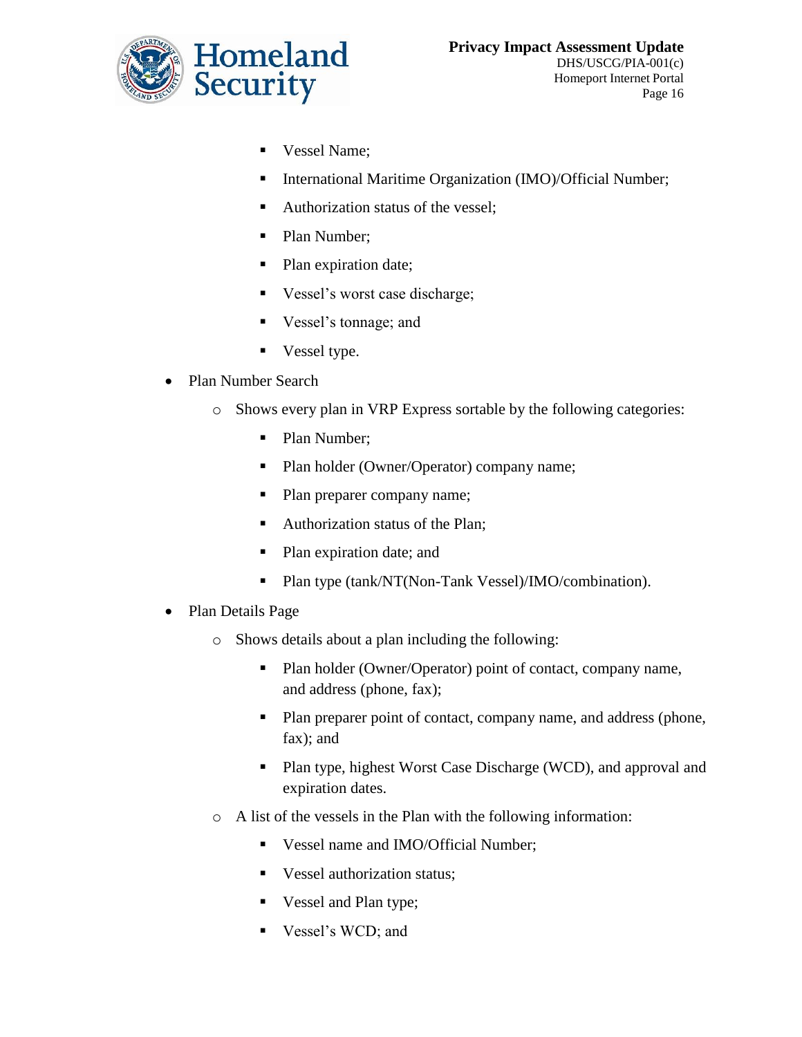- Vessel Name;
        - International Maritime Organization (IMO)/Official Number;
        - Authorization status of the vessel;
        - Plan Number;
        - Plan expiration date;
        - Vessel's worst case discharge;
        - Vessel's tonnage; and
        - Vessel type.

- Plan Number Search
    - Shows every plan in VRP Express sortable by the following categories:
        - Plan Number;
        - Plan holder (Owner/Operator) company name;
        - Plan preparer company name;
        - Authorization status of the Plan;
        - Plan expiration date; and
        - Plan type (tank/NT(Non-Tank Vessel)/IMO/combination).
- Plan Details Page
    - Shows details about a plan including the following:
        - Plan holder (Owner/Operator) point of contact, company name, and address (phone, fax);
        - Plan preparer point of contact, company name, and address (phone, fax); and
        - Plan type, highest Worst Case Discharge (WCD), and approval and expiration dates.
    - A list of the vessels in the Plan with the following information:
        - Vessel name and IMO/Official Number;
        - Vessel authorization status;
        - Vessel and Plan type;
        - Vessel's WCD; and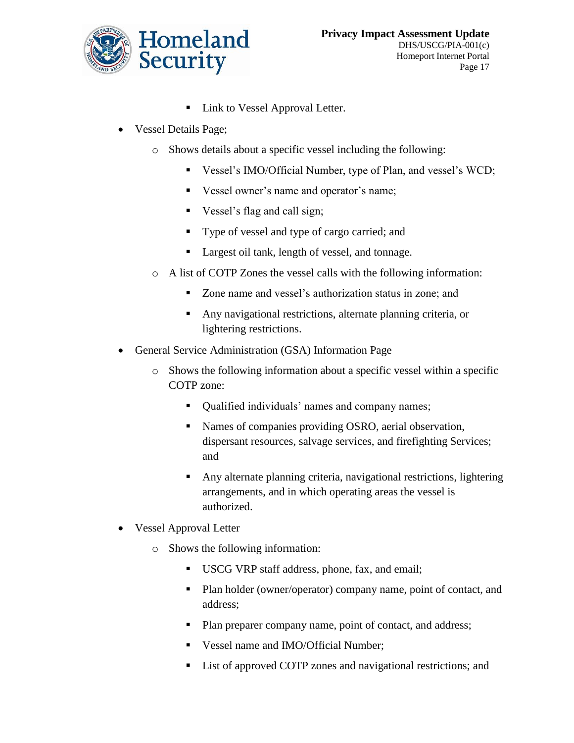- Link to Vessel Approval Letter.

- Vessel Details Page;
    - Shows details about a specific vessel including the following:
        - Vessel's IMO/Official Number, type of Plan, and vessel's WCD;
        - Vessel owner's name and operator's name;
        - Vessel's flag and call sign;
        - Type of vessel and type of cargo carried; and
        - Largest oil tank, length of vessel, and tonnage.
    - A list of COTP Zones the vessel calls with the following information:
        - Zone name and vessel's authorization status in zone; and
        - Any navigational restrictions, alternate planning criteria, or lightering restrictions.
- General Service Administration (GSA) Information Page
    - Shows the following information about a specific vessel within a specific COTP zone:
        - Qualified individuals' names and company names;
        - Names of companies providing OSRO, aerial observation, dispersant resources, salvage services, and firefighting Services; and
        - Any alternate planning criteria, navigational restrictions, lightering arrangements, and in which operating areas the vessel is authorized.
- Vessel Approval Letter
    - Shows the following information:
        - USCG VRP staff address, phone, fax, and email;
        - Plan holder (owner/operator) company name, point of contact, and address;
        - Plan preparer company name, point of contact, and address;
        - Vessel name and IMO/Official Number;
        - List of approved COTP zones and navigational restrictions; and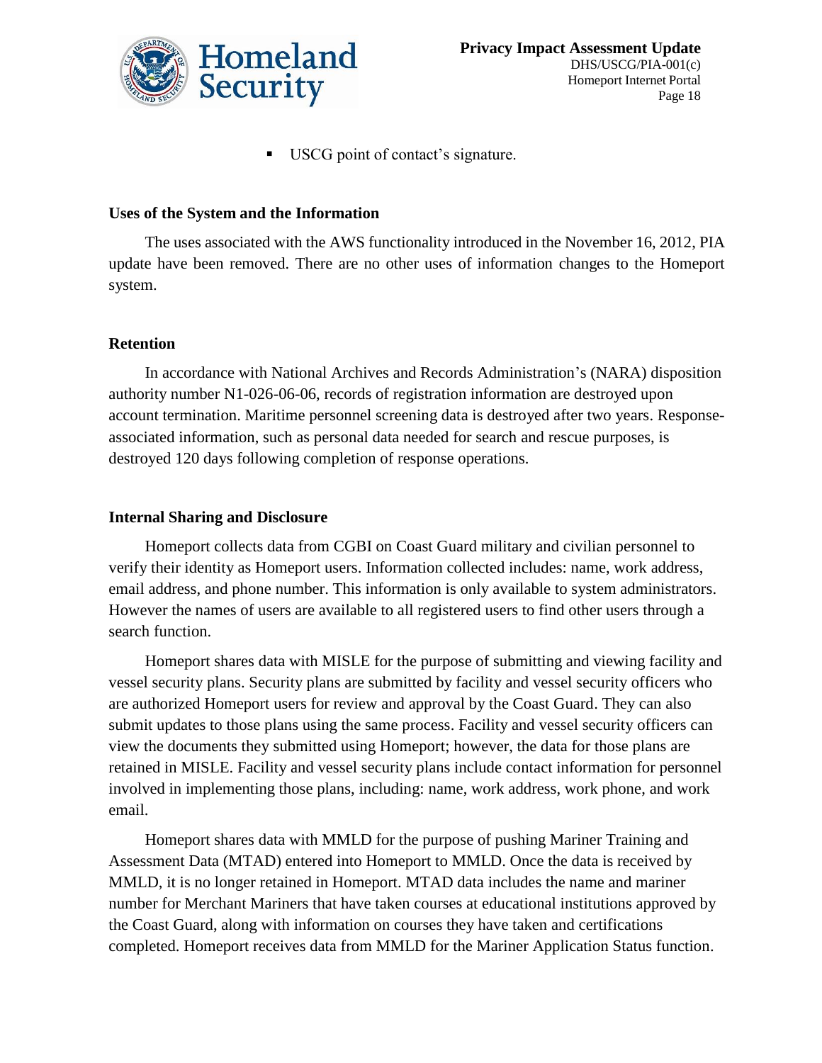- USCG point of contact's signature.

### Uses of the System and the Information

The uses associated with the AWS functionality introduced in the November 16, 2012, PIA update have been removed. There are no other uses of information changes to the Homeport system.

### Retention

In accordance with National Archives and Records Administration's (NARA) disposition authority number N1-026-06-06, records of registration information are destroyed upon account termination. Maritime personnel screening data is destroyed after two years. Response-associated information, such as personal data needed for search and rescue purposes, is destroyed 120 days following completion of response operations.

### Internal Sharing and Disclosure

Homeport collects data from CGBI on Coast Guard military and civilian personnel to verify their identity as Homeport users. Information collected includes: name, work address, email address, and phone number. This information is only available to system administrators. However the names of users are available to all registered users to find other users through a search function.

Homeport shares data with MISLE for the purpose of submitting and viewing facility and vessel security plans. Security plans are submitted by facility and vessel security officers who are authorized Homeport users for review and approval by the Coast Guard. They can also submit updates to those plans using the same process. Facility and vessel security officers can view the documents they submitted using Homeport; however, the data for those plans are retained in MISLE. Facility and vessel security plans include contact information for personnel involved in implementing those plans, including: name, work address, work phone, and work email.

Homeport shares data with MMLD for the purpose of pushing Mariner Training and Assessment Data (MTAD) entered into Homeport to MMLD. Once the data is received by MMLD, it is no longer retained in Homeport. MTAD data includes the name and mariner number for Merchant Mariners that have taken courses at educational institutions approved by the Coast Guard, along with information on courses they have taken and certifications completed. Homeport receives data from MMLD for the Mariner Application Status function.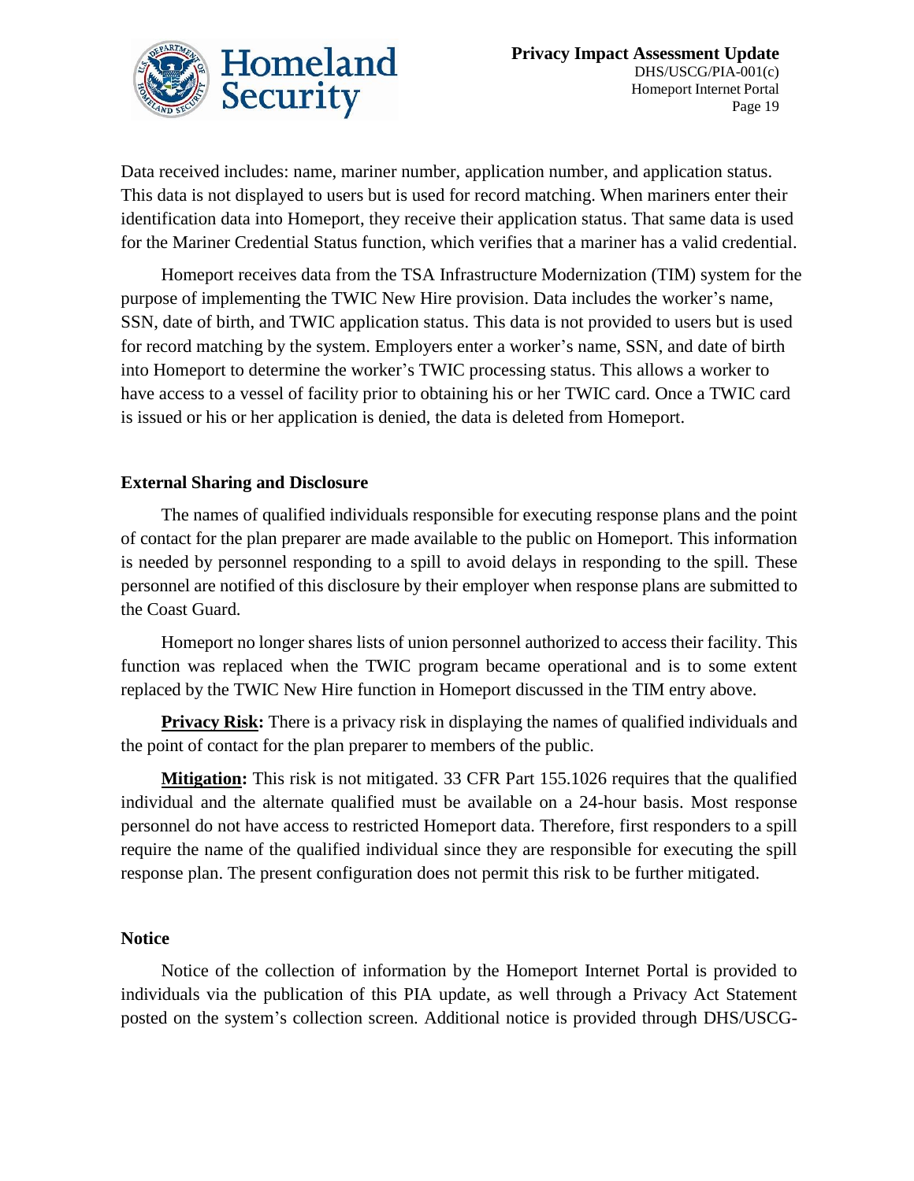Data received includes: name, mariner number, application number, and application status. This data is not displayed to users but is used for record matching. When mariners enter their identification data into Homeport, they receive their application status. That same data is used for the Mariner Credential Status function, which verifies that a mariner has a valid credential.

Homeport receives data from the TSA Infrastructure Modernization (TIM) system for the purpose of implementing the TWIC New Hire provision. Data includes the worker's name, SSN, date of birth, and TWIC application status. This data is not provided to users but is used for record matching by the system. Employers enter a worker's name, SSN, and date of birth into Homeport to determine the worker's TWIC processing status. This allows a worker to have access to a vessel of facility prior to obtaining his or her TWIC card. Once a TWIC card is issued or his or her application is denied, the data is deleted from Homeport.

**External Sharing and Disclosure**

The names of qualified individuals responsible for executing response plans and the point of contact for the plan preparer are made available to the public on Homeport. This information is needed by personnel responding to a spill to avoid delays in responding to the spill. These personnel are notified of this disclosure by their employer when response plans are submitted to the Coast Guard.

Homeport no longer shares lists of union personnel authorized to access their facility. This function was replaced when the TWIC program became operational and is to some extent replaced by the TWIC New Hire function in Homeport discussed in the TIM entry above.

**Privacy Risk:** There is a privacy risk in displaying the names of qualified individuals and the point of contact for the plan preparer to members of the public.

**Mitigation:** This risk is not mitigated. 33 CFR Part 155.1026 requires that the qualified individual and the alternate qualified must be available on a 24-hour basis. Most response personnel do not have access to restricted Homeport data. Therefore, first responders to a spill require the name of the qualified individual since they are responsible for executing the spill response plan. The present configuration does not permit this risk to be further mitigated.

**Notice**

Notice of the collection of information by the Homeport Internet Portal is provided to individuals via the publication of this PIA update, as well through a Privacy Act Statement posted on the system's collection screen. Additional notice is provided through DHS/USCG-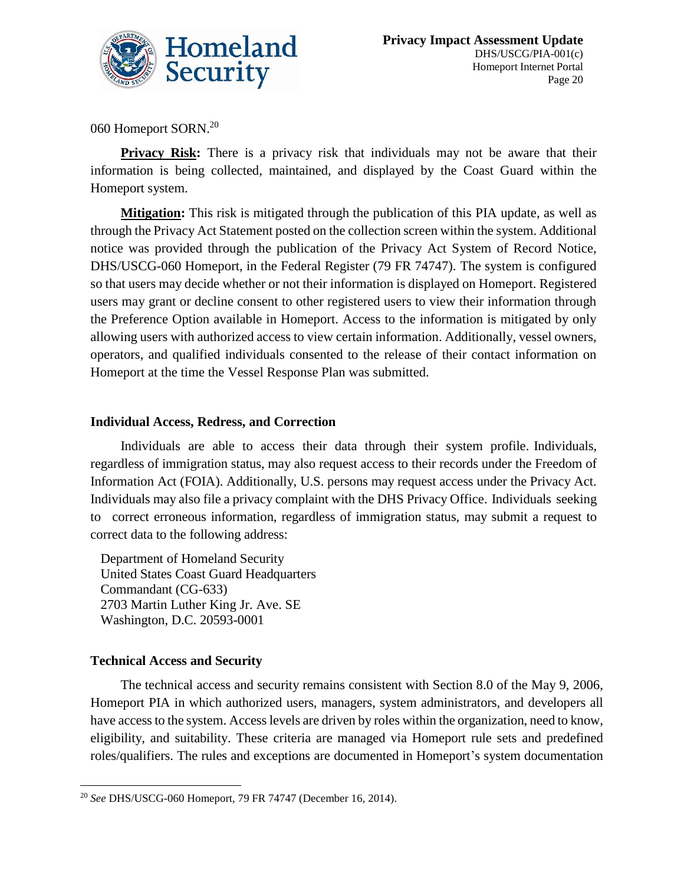060 Homeport SORN.[20]

**Privacy Risk:** There is a privacy risk that individuals may not be aware that their information is being collected, maintained, and displayed by the Coast Guard within the Homeport system.

**Mitigation:** This risk is mitigated through the publication of this PIA update, as well as through the Privacy Act Statement posted on the collection screen within the system. Additional notice was provided through the publication of the Privacy Act System of Record Notice, DHS/USCG-060 Homeport, in the Federal Register (79 FR 74747). The system is configured so that users may decide whether or not their information is displayed on Homeport. Registered users may grant or decline consent to other registered users to view their information through the Preference Option available in Homeport. Access to the information is mitigated by only allowing users with authorized access to view certain information. Additionally, vessel owners, operators, and qualified individuals consented to the release of their contact information on Homeport at the time the Vessel Response Plan was submitted.

### Individual Access, Redress, and Correction

Individuals are able to access their data through their system profile. Individuals, regardless of immigration status, may also request access to their records under the Freedom of Information Act (FOIA). Additionally, U.S. persons may request access under the Privacy Act. Individuals may also file a privacy complaint with the DHS Privacy Office. Individuals seeking to correct erroneous information, regardless of immigration status, may submit a request to correct data to the following address:

Department of Homeland Security
United States Coast Guard Headquarters
Commandant (CG-633)
2703 Martin Luther King Jr. Ave. SE
Washington, D.C. 20593-0001

### Technical Access and Security

The technical access and security remains consistent with Section 8.0 of the May 9, 2006, Homeport PIA in which authorized users, managers, system administrators, and developers all have access to the system. Access levels are driven by roles within the organization, need to know, eligibility, and suitability. These criteria are managed via Homeport rule sets and predefined roles/qualifiers. The rules and exceptions are documented in Homeport's system documentation

---

[20] *See* DHS/USCG-060 Homeport, 79 FR 74747 (December 16, 2014).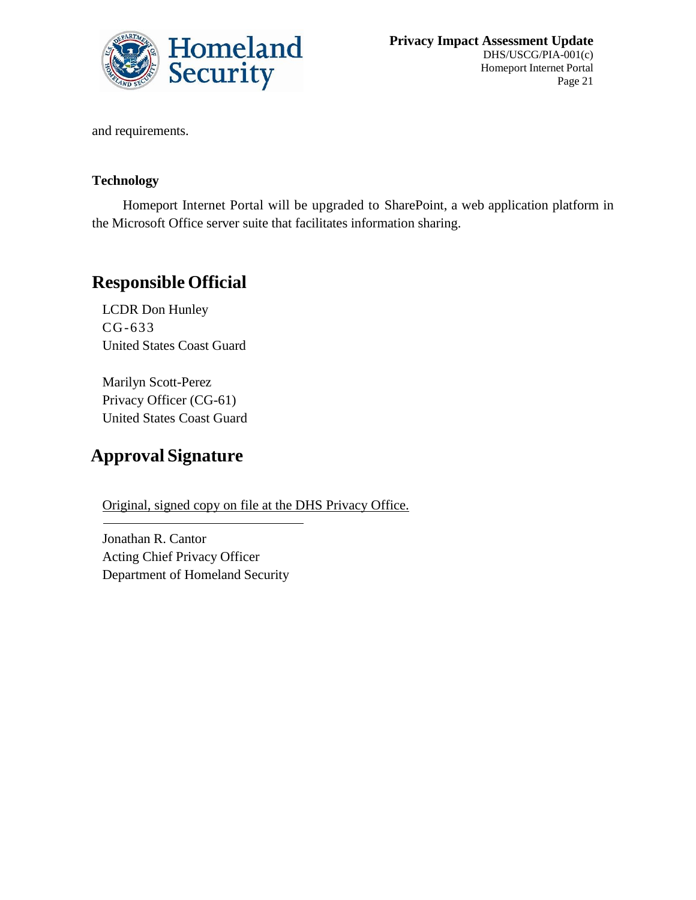and requirements.

**Technology**

Homeport Internet Portal will be upgraded to SharePoint, a web application platform in the Microsoft Office server suite that facilitates information sharing.

## Responsible Official

LCDR Don Hunley
CG-633
United States Coast Guard

Marilyn Scott-Perez
Privacy Officer (CG-61)
United States Coast Guard

## Approval Signature

Original, signed copy on file at the DHS Privacy Office.

Jonathan R. Cantor
Acting Chief Privacy Officer
Department of Homeland Security